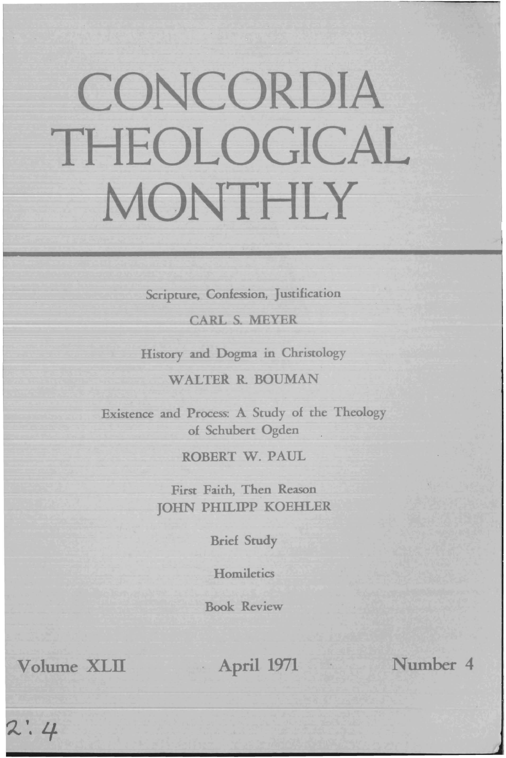# CONCORDIA THEOLOGICAL MONTHLY

Scripture, Confession, Justification

CARL S. MEYER

History and Dogma in Christology

WALTER R. BOUMAN

Existence and Process: A Study of the Theology of Schubert Ogden

ROBERT W. PAUL

First Faith, Then Reason

JOHN PHILIPP KOEHLER

Brief Study

Homiletics

Book Review

Volume XLII | April 1971 | Number 4

2:4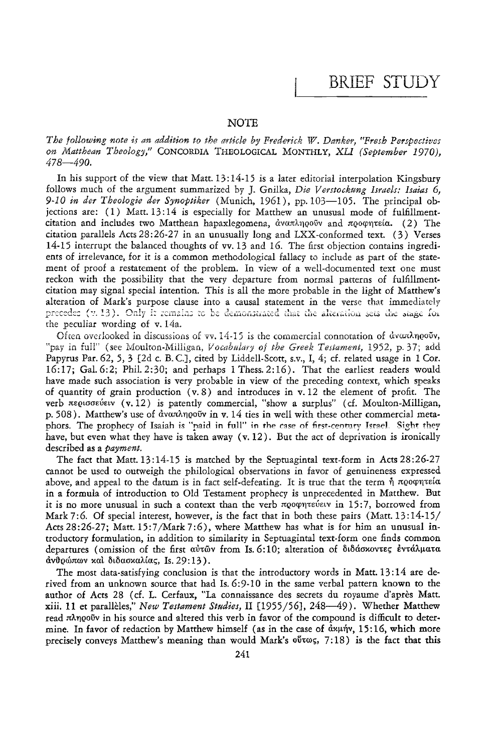# BRIEF STUDY

## NOTE

*The following note is an addition to the article by Frederick W. Danker, "Fresh Perspectives on Matthean Theology,"* CONCORDIA THEOLOGICAL MONTHLY, *XLI (September 1970), 478—490.*

In his support of the view that Matt. 13:14-15 is a later editorial interpolation Kingsbury follows much of the argument summarized by J. Gnilka, *Die Verstockung Israels: Isaias 6, 9-10 in der Theologie der Synoptiker* (Munich, 1961), pp. 103—105. The principal objections are: (1) Matt. 13:14 is especially for Matthew an unusual mode of fulfillment-citation and includes two Matthean hapaxlegomena, ἀναπληροῦν and προφητεία. (2) The citation parallels Acts 28:26-27 in an unusually long and LXX-conformed text. (3) Verses 14-15 interrupt the balanced thoughts of vv. 13 and 16. The first objection contains ingredients of irrelevance, for it is a common methodological fallacy to include as part of the statement of proof a restatement of the problem. In view of a well-documented text one must reckon with the possibility that the very departure from normal patterns of fulfillment-citation may signal special intention. This is all the more probable in the light of Matthew's alteration of Mark's purpose clause into a causal statement in the verse that immediately precedes (v. 13). Only it remains to be demonstrated that the alteration sets the stage for the peculiar wording of v. 14a.

Often overlooked in discussions of vv. 14-15 is the commercial connotation of ἀναπληροῦν, "pay in full" (see Moulton-Milligan, *Vocabulary of the Greek Testament*, 1952, p. 37; add Papyrus Par. 62, 5, 3 [2d c. B. C.], cited by Liddell-Scott, s.v., I, 4; cf. related usage in 1 Cor. 16:17; Gal. 6:2; Phil. 2:30; and perhaps 1 Thess. 2:16). That the earliest readers would have made such association is very probable in view of the preceding context, which speaks of quantity of grain production (v. 8) and introduces in v. 12 the element of profit. The verb περισσεύειν (v. 12) is patently commercial, "show a surplus" (cf. Moulton-Milligan, p. 508). Matthew's use of ἀναπληροῦν in v. 14 ties in well with these other commercial metaphors. The prophecy of Isaiah is "paid in full" in the case of first-century Israel. Sight they have, but even what they have is taken away (v. 12). But the act of deprivation is ironically described as a *payment*.

The fact that Matt. 13:14-15 is matched by the Septuagintal text-form in Acts 28:26-27 cannot be used to outweigh the philological observations in favor of genuineness expressed above, and appeal to the datum is in fact self-defeating. It is true that the term ἡ προφητεία in a formula of introduction to Old Testament prophecy is unprecedented in Matthew. But it is no more unusual in such a context than the verb προφητεύειν in 15:7, borrowed from Mark 7:6. Of special interest, however, is the fact that in both these pairs (Matt. 13:14-15/Acts 28:26-27; Matt. 15:7/Mark 7:6), where Matthew has what is for him an unusual introductory formulation, in addition to similarity in Septuagintal text-form one finds common departures (omission of the first αὐτῶν from Is. 6:10; alteration of διδάσκοντες ἐντάλματα ἀνθρώπων καὶ διδασκαλίας, Is. 29:13).

The most data-satisfying conclusion is that the introductory words in Matt. 13:14 are derived from an unknown source that had Is. 6:9-10 in the same verbal pattern known to the author of Acts 28 (cf. L. Cerfaux, "La connaissance des secrets du royaume d'après Matt. xiii. 11 et parallèles," *New Testament Studies*, II [1955/56], 248—49). Whether Matthew read πληροῦν in his source and altered this verb in favor of the compound is difficult to determine. In favor of redaction by Matthew himself (as in the case of ἀκμήν, 15:16, which more precisely conveys Matthew's meaning than would Mark's οὕτως, 7:18) is the fact that this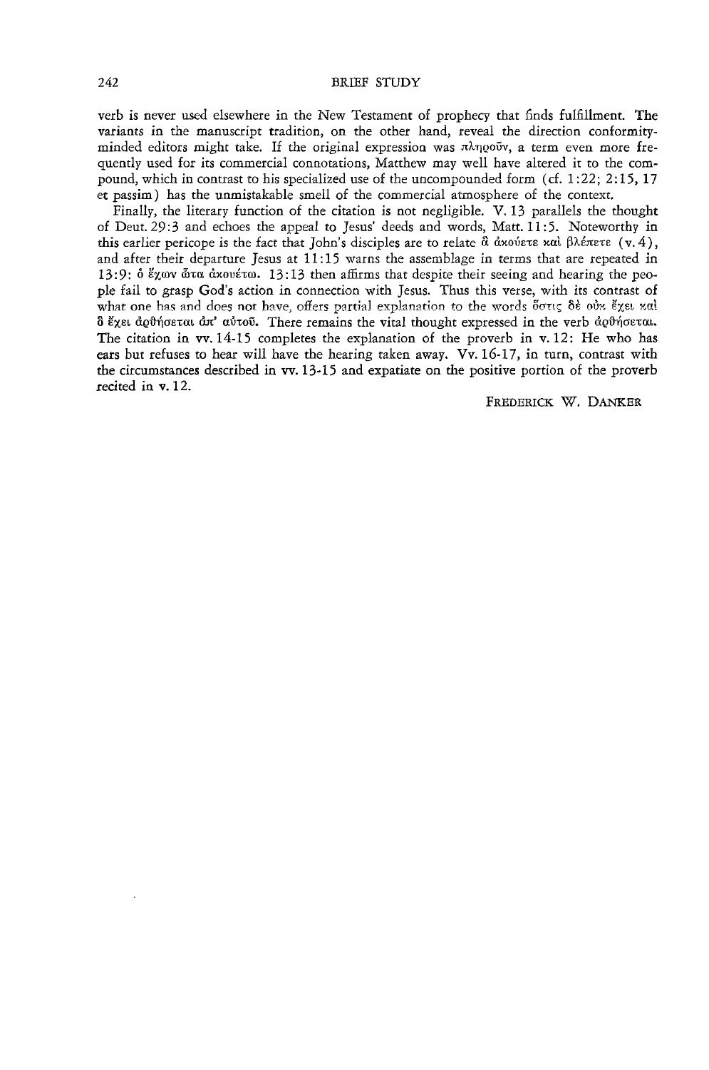verb is never used elsewhere in the New Testament of prophecy that finds fulfillment. The variants in the manuscript tradition, on the other hand, reveal the direction conformity-minded editors might take. If the original expression was πληροῦν, a term even more frequently used for its commercial connotations, Matthew may well have altered it to the compound, which in contrast to his specialized use of the uncompounded form (cf. 1:22; 2:15, 17 et passim) has the unmistakable smell of the commercial atmosphere of the context.

Finally, the literary function of the citation is not negligible. V. 13 parallels the thought of Deut. 29:3 and echoes the appeal to Jesus' deeds and words, Matt. 11:5. Noteworthy in this earlier pericope is the fact that John's disciples are to relate ἃ ἀκούετε καὶ βλέπετε (v. 4), and after their departure Jesus at 11:15 warns the assemblage in terms that are repeated in 13:9: ὁ ἔχων ὦτα ἀκουέτω. 13:13 then affirms that despite their seeing and hearing the people fail to grasp God's action in connection with Jesus. Thus this verse, with its contrast of what one has and does not have, offers partial explanation to the words ὅστις δὲ οὐκ ἔχει καὶ ὃ ἔχει ἀρθήσεται ἀπ' αὐτοῦ. There remains the vital thought expressed in the verb ἀρθήσεται. The citation in vv. 14-15 completes the explanation of the proverb in v. 12: He who has ears but refuses to hear will have the hearing taken away. Vv. 16-17, in turn, contrast with the circumstances described in vv. 13-15 and expatiate on the positive portion of the proverb recited in v. 12.

FREDERICK W. DANKER